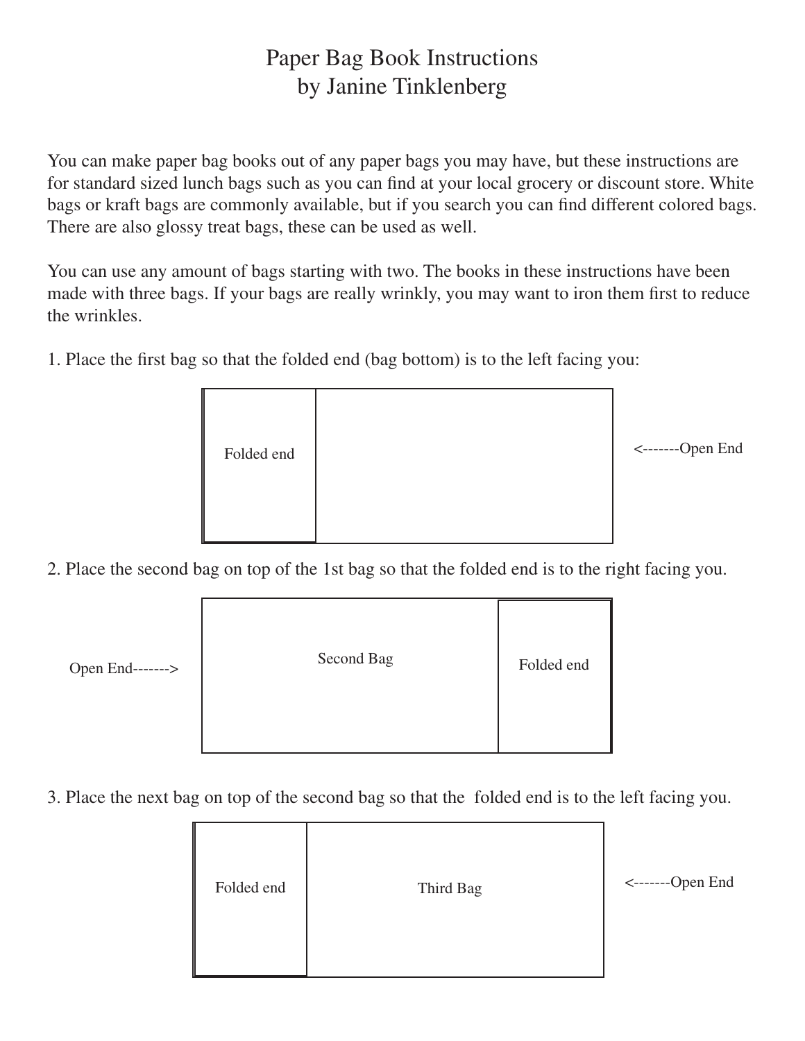# Paper Bag Book Instructions
by Janine Tinklenberg

You can make paper bag books out of any paper bags you may have, but these instructions are for standard sized lunch bags such as you can find at your local grocery or discount store. White bags or kraft bags are commonly available, but if you search you can find different colored bags. There are also glossy treat bags, these can be used as well.

You can use any amount of bags starting with two. The books in these instructions have been made with three bags. If your bags are really wrinkly, you may want to iron them first to reduce the wrinkles.

1. Place the first bag so that the folded end (bag bottom) is to the left facing you:

Folded end <-------Open End

2. Place the second bag on top of the 1st bag so that the folded end is to the right facing you.

Open End-------> Second Bag Folded end

3. Place the next bag on top of the second bag so that the folded end is to the left facing you.

Folded end Third Bag <-------Open End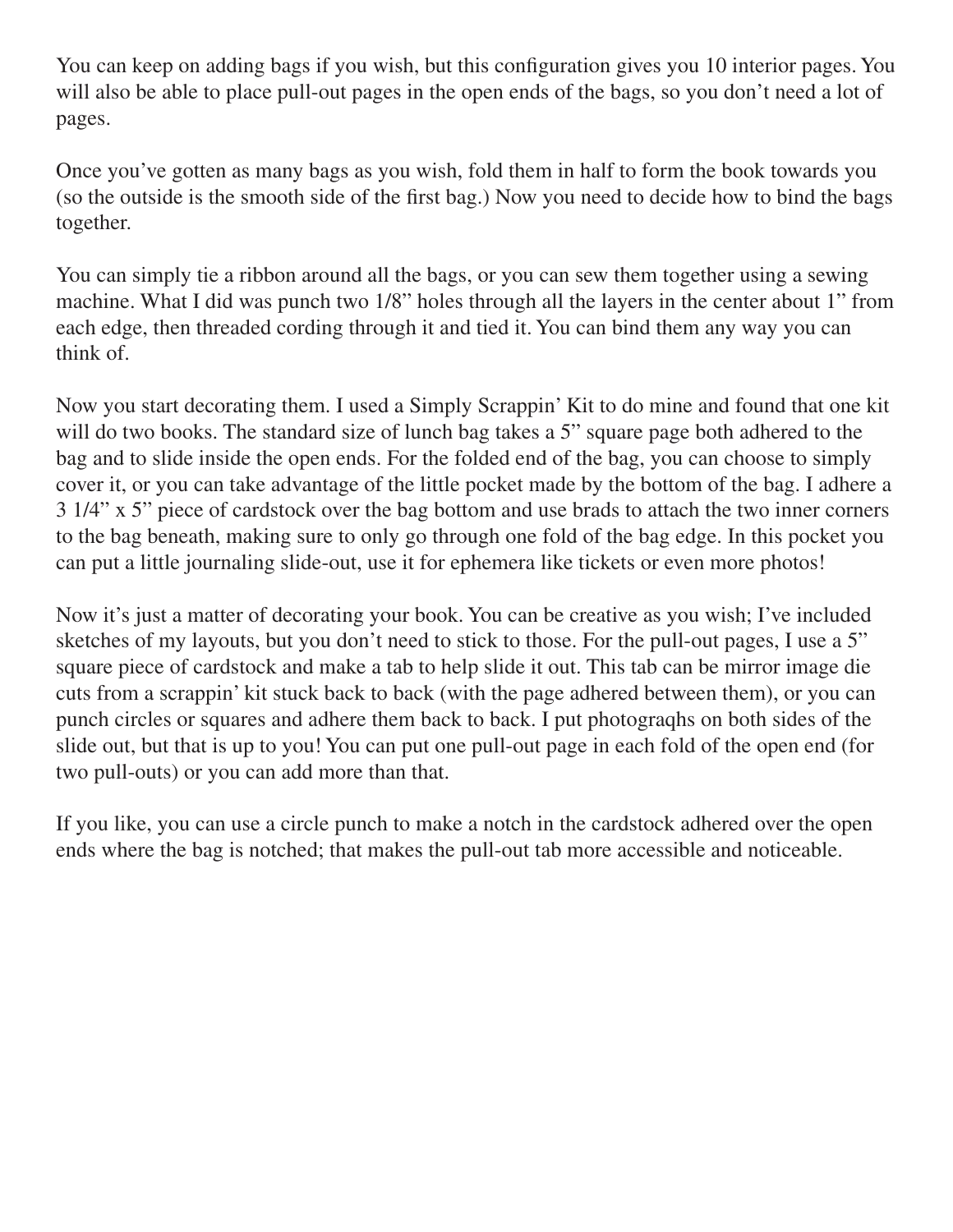You can keep on adding bags if you wish, but this configuration gives you 10 interior pages. You will also be able to place pull-out pages in the open ends of the bags, so you don't need a lot of pages.

Once you've gotten as many bags as you wish, fold them in half to form the book towards you (so the outside is the smooth side of the first bag.) Now you need to decide how to bind the bags together.

You can simply tie a ribbon around all the bags, or you can sew them together using a sewing machine. What I did was punch two 1/8" holes through all the layers in the center about 1" from each edge, then threaded cording through it and tied it. You can bind them any way you can think of.

Now you start decorating them. I used a Simply Scrappin' Kit to do mine and found that one kit will do two books. The standard size of lunch bag takes a 5" square page both adhered to the bag and to slide inside the open ends. For the folded end of the bag, you can choose to simply cover it, or you can take advantage of the little pocket made by the bottom of the bag. I adhere a 3 1/4" x 5" piece of cardstock over the bag bottom and use brads to attach the two inner corners to the bag beneath, making sure to only go through one fold of the bag edge. In this pocket you can put a little journaling slide-out, use it for ephemera like tickets or even more photos!

Now it's just a matter of decorating your book. You can be creative as you wish; I've included sketches of my layouts, but you don't need to stick to those. For the pull-out pages, I use a 5" square piece of cardstock and make a tab to help slide it out. This tab can be mirror image die cuts from a scrappin' kit stuck back to back (with the page adhered between them), or you can punch circles or squares and adhere them back to back. I put photograqhs on both sides of the slide out, but that is up to you! You can put one pull-out page in each fold of the open end (for two pull-outs) or you can add more than that.

If you like, you can use a circle punch to make a notch in the cardstock adhered over the open ends where the bag is notched; that makes the pull-out tab more accessible and noticeable.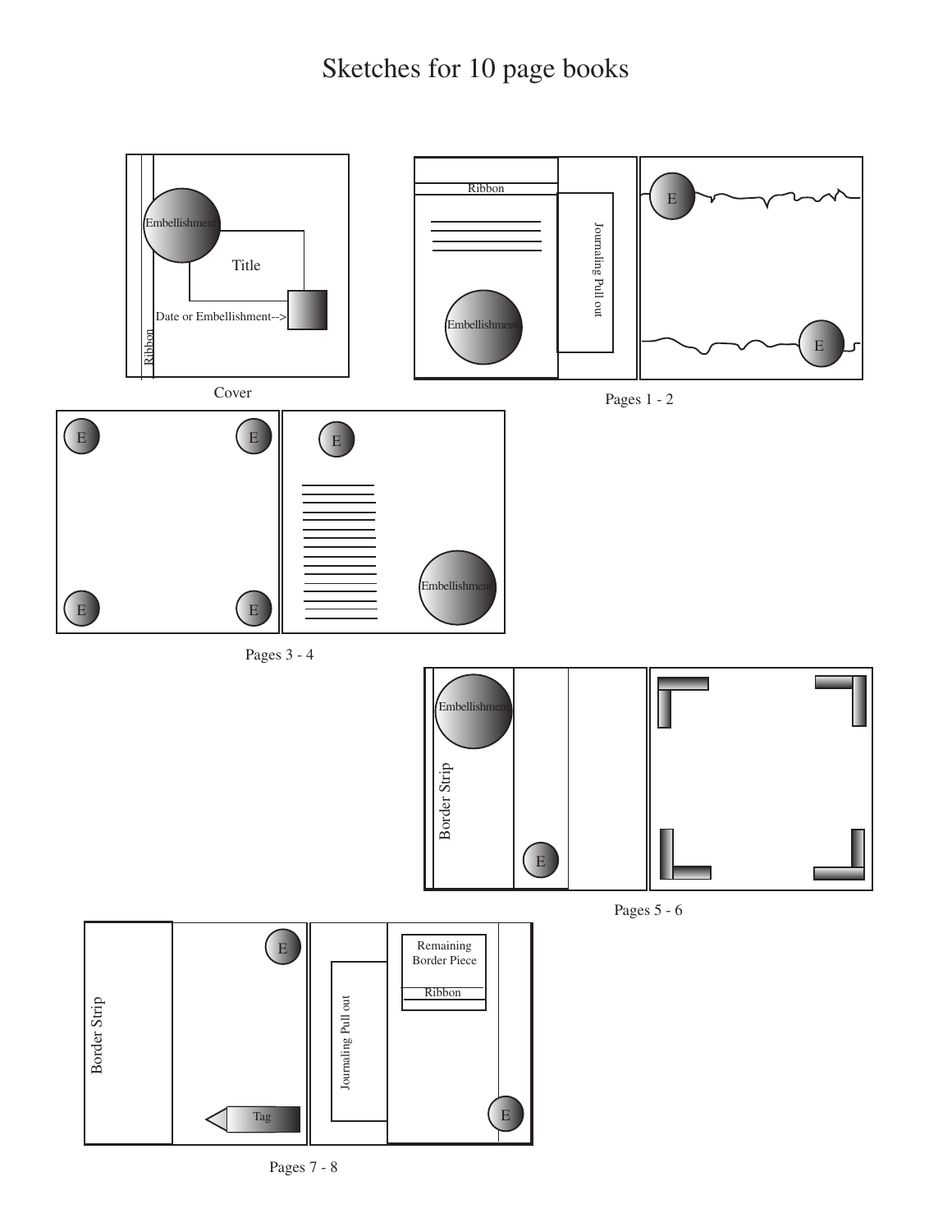# Sketches for 10 page books

Embellishment

Title

Date or Embellishment-->

Ribbon

Cover

Ribbon

Journaling Pull out

Embellishment

E

E

Pages 1 - 2

E E

E E

E

Embellishment

Pages 3 - 4

Embellishment

Border Strip

E

Pages 5 - 6

Border Strip

E

Tag

Journaling Pull out

Remaining Border Piece

Ribbon

E

Pages 7 - 8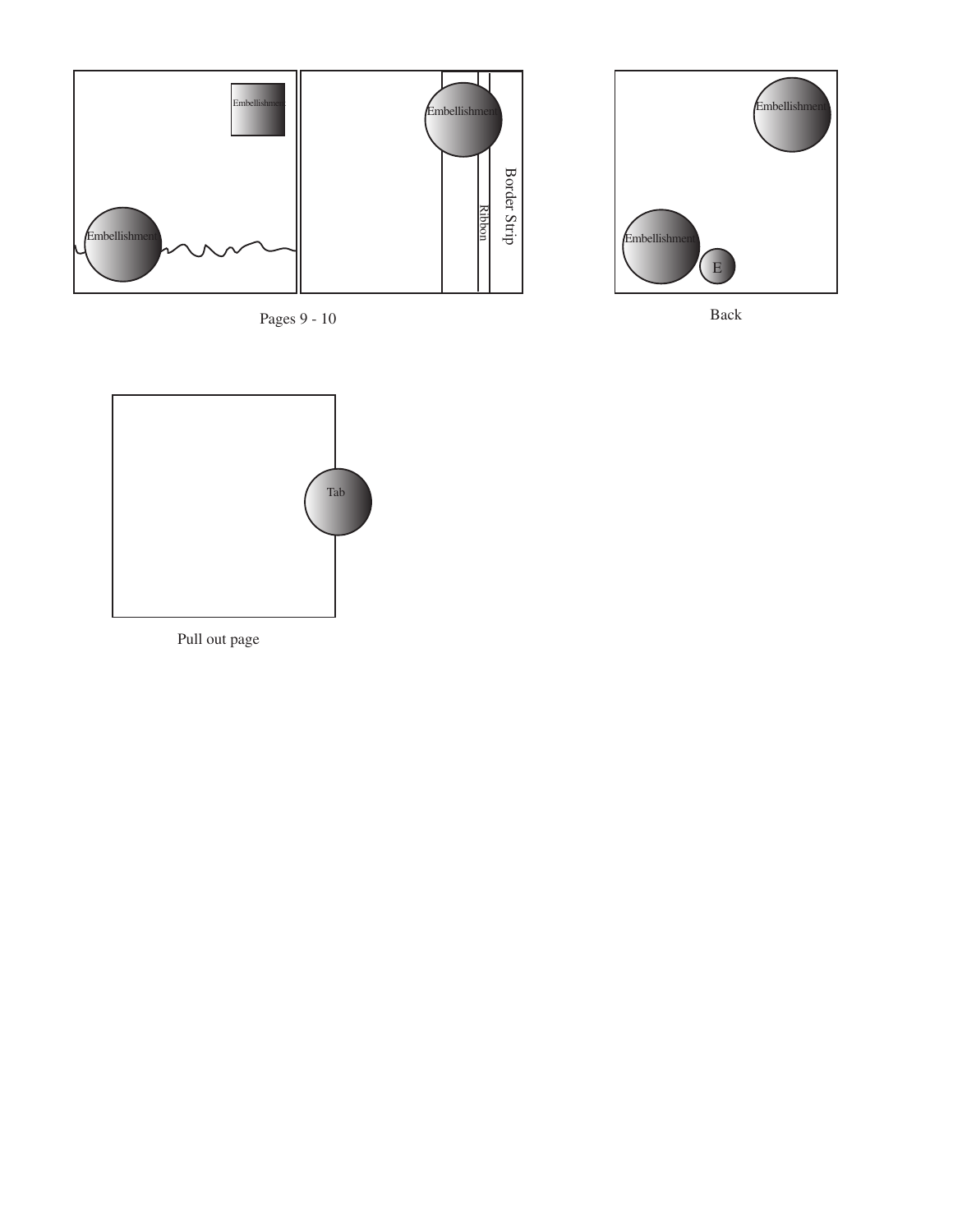Embellishment

Embellishment

Embellishment

Ribbon

Border Strip

Pages 9 - 10

Embellishment

Embellishment

E

Back

Tab

Pull out page